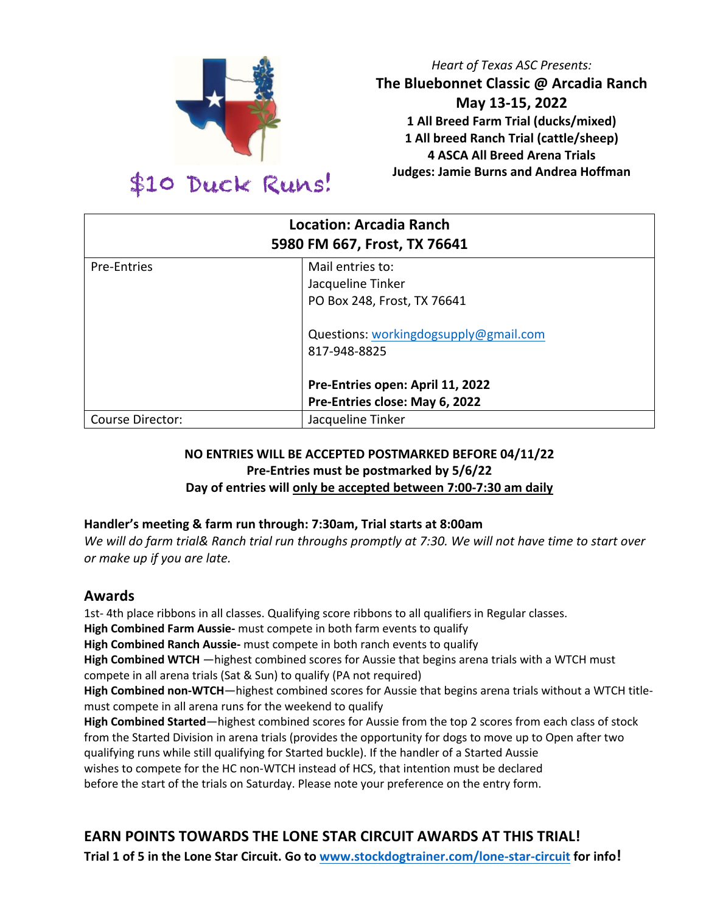$10 Duck Runs!

*Heart of Texas ASC Presents:*

**The Bluebonnet Classic @ Arcadia Ranch**
**May 13-15, 2022**
**1 All Breed Farm Trial (ducks/mixed)**
**1 All breed Ranch Trial (cattle/sheep)**
**4 ASCA All Breed Arena Trials**
**Judges: Jamie Burns and Andrea Hoffman**

| **Location: Arcadia Ranch 5980 FM 667, Frost, TX 76641** | |
|---|---|
| Pre-Entries | Mail entries to: Jacqueline Tinker PO Box 248, Frost, TX 76641<br><br>Questions: workingdogsupply@gmail.com 817-948-8825<br><br>**Pre-Entries open: April 11, 2022**<br>**Pre-Entries close: May 6, 2022** |
| Course Director: | Jacqueline Tinker |

**NO ENTRIES WILL BE ACCEPTED POSTMARKED BEFORE 04/11/22**
**Pre-Entries must be postmarked by 5/6/22**
**Day of entries will only be accepted between 7:00-7:30 am daily**

**Handler's meeting & farm run through: 7:30am, Trial starts at 8:00am**
*We will do farm trial& Ranch trial run throughs promptly at 7:30. We will not have time to start over or make up if you are late.*

## Awards

1st- 4th place ribbons in all classes. Qualifying score ribbons to all qualifiers in Regular classes.
**High Combined Farm Aussie-** must compete in both farm events to qualify
**High Combined Ranch Aussie-** must compete in both ranch events to qualify
**High Combined WTCH** —highest combined scores for Aussie that begins arena trials with a WTCH must compete in all arena trials (Sat & Sun) to qualify (PA not required)
**High Combined non-WTCH**—highest combined scores for Aussie that begins arena trials without a WTCH title- must compete in all arena runs for the weekend to qualify
**High Combined Started**—highest combined scores for Aussie from the top 2 scores from each class of stock from the Started Division in arena trials (provides the opportunity for dogs to move up to Open after two qualifying runs while still qualifying for Started buckle). If the handler of a Started Aussie wishes to compete for the HC non-WTCH instead of HCS, that intention must be declared before the start of the trials on Saturday. Please note your preference on the entry form.

## EARN POINTS TOWARDS THE LONE STAR CIRCUIT AWARDS AT THIS TRIAL!

**Trial 1 of 5 in the Lone Star Circuit. Go to www.stockdogtrainer.com/lone-star-circuit for info!**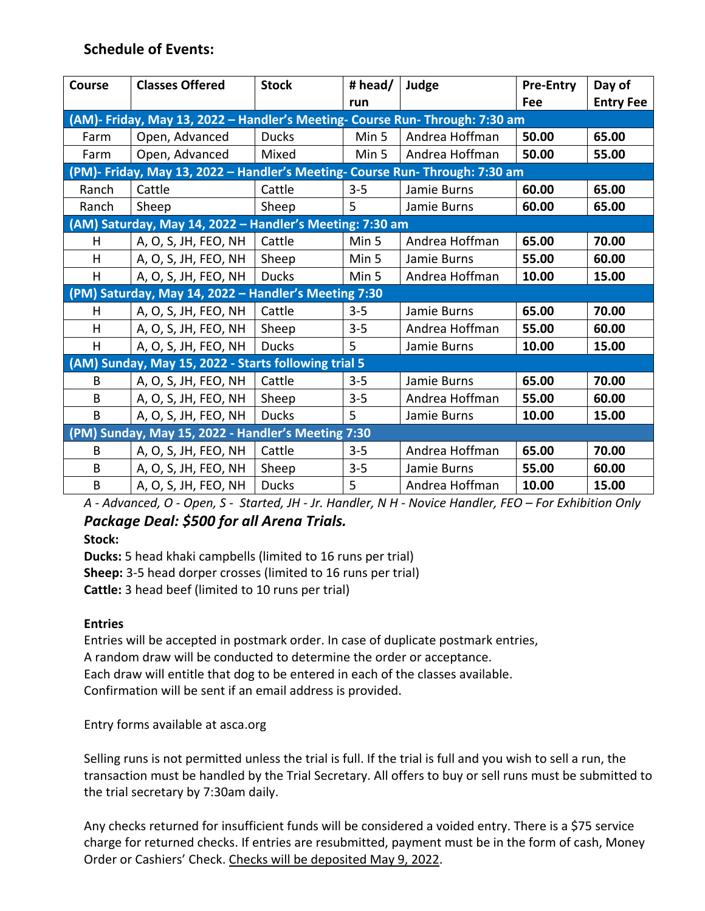## Schedule of Events:

| Course | Classes Offered | Stock | # head/ run | Judge | Pre-Entry Fee | Day of Entry Fee |
|---|---|---|---|---|---|---|
| **(AM)- Friday, May 13, 2022 – Handler's Meeting- Course Run- Through: 7:30 am** | | | | | | |
| Farm | Open, Advanced | Ducks | Min 5 | Andrea Hoffman | **50.00** | **65.00** |
| Farm | Open, Advanced | Mixed | Min 5 | Andrea Hoffman | **50.00** | **55.00** |
| **(PM)- Friday, May 13, 2022 – Handler's Meeting- Course Run- Through: 7:30 am** | | | | | | |
| Ranch | Cattle | Cattle | 3-5 | Jamie Burns | **60.00** | **65.00** |
| Ranch | Sheep | Sheep | 5 | Jamie Burns | **60.00** | **65.00** |
| **(AM) Saturday, May 14, 2022 – Handler's Meeting: 7:30 am** | | | | | | |
| H | A, O, S, JH, FEO, NH | Cattle | Min 5 | Andrea Hoffman | **65.00** | **70.00** |
| H | A, O, S, JH, FEO, NH | Sheep | Min 5 | Jamie Burns | **55.00** | **60.00** |
| H | A, O, S, JH, FEO, NH | Ducks | Min 5 | Andrea Hoffman | **10.00** | **15.00** |
| **(PM) Saturday, May 14, 2022 – Handler's Meeting 7:30** | | | | | | |
| H | A, O, S, JH, FEO, NH | Cattle | 3-5 | Jamie Burns | **65.00** | **70.00** |
| H | A, O, S, JH, FEO, NH | Sheep | 3-5 | Andrea Hoffman | **55.00** | **60.00** |
| H | A, O, S, JH, FEO, NH | Ducks | 5 | Jamie Burns | **10.00** | **15.00** |
| **(AM) Sunday, May 15, 2022 - Starts following trial 5** | | | | | | |
| B | A, O, S, JH, FEO, NH | Cattle | 3-5 | Jamie Burns | **65.00** | **70.00** |
| B | A, O, S, JH, FEO, NH | Sheep | 3-5 | Andrea Hoffman | **55.00** | **60.00** |
| B | A, O, S, JH, FEO, NH | Ducks | 5 | Jamie Burns | **10.00** | **15.00** |
| **(PM) Sunday, May 15, 2022 - Handler's Meeting 7:30** | | | | | | |
| B | A, O, S, JH, FEO, NH | Cattle | 3-5 | Andrea Hoffman | **65.00** | **70.00** |
| B | A, O, S, JH, FEO, NH | Sheep | 3-5 | Jamie Burns | **55.00** | **60.00** |
| B | A, O, S, JH, FEO, NH | Ducks | 5 | Andrea Hoffman | **10.00** | **15.00** |

*A - Advanced, O - Open, S - Started, JH - Jr. Handler, N H - Novice Handler, FEO – For Exhibition Only*

***Package Deal: $500 for all Arena Trials.***

**Stock:**

**Ducks:** 5 head khaki campbells (limited to 16 runs per trial)
**Sheep:** 3-5 head dorper crosses (limited to 16 runs per trial)
**Cattle:** 3 head beef (limited to 10 runs per trial)

**Entries**

Entries will be accepted in postmark order. In case of duplicate postmark entries,
A random draw will be conducted to determine the order or acceptance.
Each draw will entitle that dog to be entered in each of the classes available.
Confirmation will be sent if an email address is provided.

Entry forms available at asca.org

Selling runs is not permitted unless the trial is full. If the trial is full and you wish to sell a run, the transaction must be handled by the Trial Secretary. All offers to buy or sell runs must be submitted to the trial secretary by 7:30am daily.

Any checks returned for insufficient funds will be considered a voided entry. There is a $75 service charge for returned checks. If entries are resubmitted, payment must be in the form of cash, Money Order or Cashiers' Check. Checks will be deposited May 9, 2022.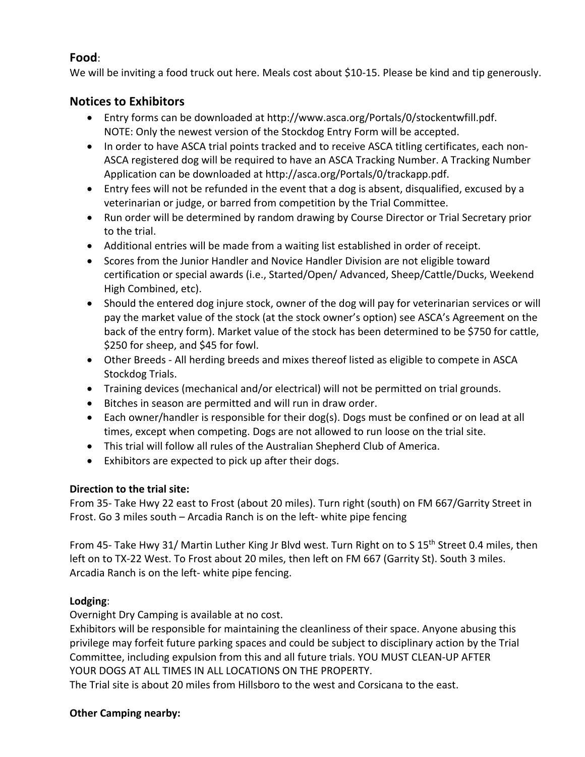## Food:

We will be inviting a food truck out here. Meals cost about $10-15. Please be kind and tip generously.

## Notices to Exhibitors

- Entry forms can be downloaded at http://www.asca.org/Portals/0/stockentwfill.pdf. NOTE: Only the newest version of the Stockdog Entry Form will be accepted.
- In order to have ASCA trial points tracked and to receive ASCA titling certificates, each non-ASCA registered dog will be required to have an ASCA Tracking Number. A Tracking Number Application can be downloaded at http://asca.org/Portals/0/trackapp.pdf.
- Entry fees will not be refunded in the event that a dog is absent, disqualified, excused by a veterinarian or judge, or barred from competition by the Trial Committee.
- Run order will be determined by random drawing by Course Director or Trial Secretary prior to the trial.
- Additional entries will be made from a waiting list established in order of receipt.
- Scores from the Junior Handler and Novice Handler Division are not eligible toward certification or special awards (i.e., Started/Open/ Advanced, Sheep/Cattle/Ducks, Weekend High Combined, etc).
- Should the entered dog injure stock, owner of the dog will pay for veterinarian services or will pay the market value of the stock (at the stock owner's option) see ASCA's Agreement on the back of the entry form). Market value of the stock has been determined to be $750 for cattle, $250 for sheep, and $45 for fowl.
- Other Breeds - All herding breeds and mixes thereof listed as eligible to compete in ASCA Stockdog Trials.
- Training devices (mechanical and/or electrical) will not be permitted on trial grounds.
- Bitches in season are permitted and will run in draw order.
- Each owner/handler is responsible for their dog(s). Dogs must be confined or on lead at all times, except when competing. Dogs are not allowed to run loose on the trial site.
- This trial will follow all rules of the Australian Shepherd Club of America.
- Exhibitors are expected to pick up after their dogs.

**Direction to the trial site:**

From 35- Take Hwy 22 east to Frost (about 20 miles). Turn right (south) on FM 667/Garrity Street in Frost. Go 3 miles south – Arcadia Ranch is on the left- white pipe fencing

From 45- Take Hwy 31/ Martin Luther King Jr Blvd west. Turn Right on to S 15th Street 0.4 miles, then left on to TX-22 West. To Frost about 20 miles, then left on FM 667 (Garrity St). South 3 miles. Arcadia Ranch is on the left- white pipe fencing.

**Lodging**:

Overnight Dry Camping is available at no cost.

Exhibitors will be responsible for maintaining the cleanliness of their space. Anyone abusing this privilege may forfeit future parking spaces and could be subject to disciplinary action by the Trial Committee, including expulsion from this and all future trials. YOU MUST CLEAN-UP AFTER YOUR DOGS AT ALL TIMES IN ALL LOCATIONS ON THE PROPERTY.

The Trial site is about 20 miles from Hillsboro to the west and Corsicana to the east.

**Other Camping nearby:**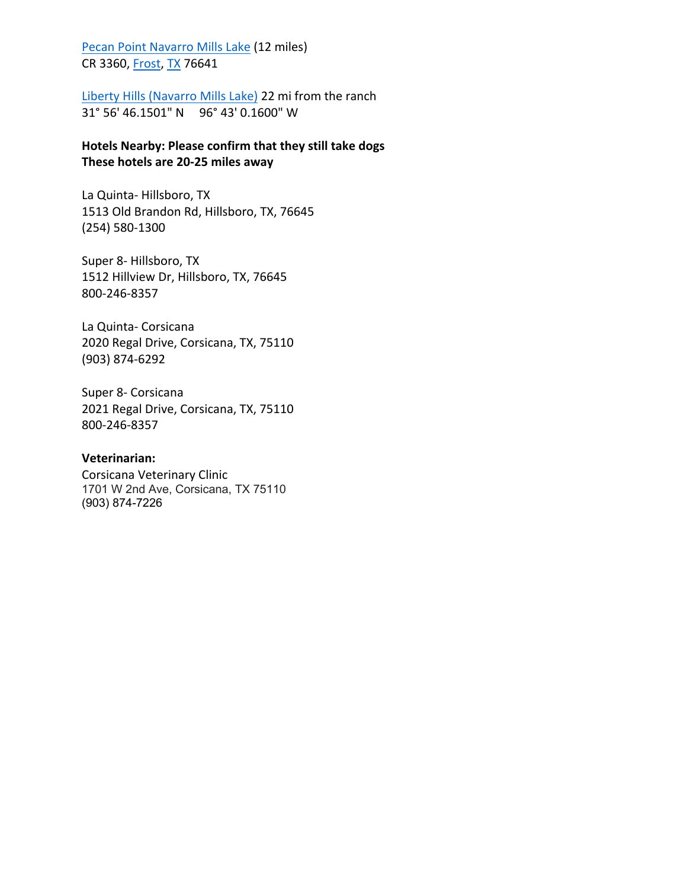Pecan Point Navarro Mills Lake (12 miles)
CR 3360, Frost, TX 76641

Liberty Hills (Navarro Mills Lake) 22 mi from the ranch
31° 56' 46.1501" N     96° 43' 0.1600" W

**Hotels Nearby: Please confirm that they still take dogs**
**These hotels are 20-25 miles away**

La Quinta- Hillsboro, TX
1513 Old Brandon Rd, Hillsboro, TX, 76645
(254) 580-1300

Super 8- Hillsboro, TX
1512 Hillview Dr, Hillsboro, TX, 76645
800-246-8357

La Quinta- Corsicana
2020 Regal Drive, Corsicana, TX, 75110
(903) 874-6292

Super 8- Corsicana
2021 Regal Drive, Corsicana, TX, 75110
800-246-8357

**Veterinarian:**
Corsicana Veterinary Clinic
1701 W 2nd Ave, Corsicana, TX 75110
(903) 874-7226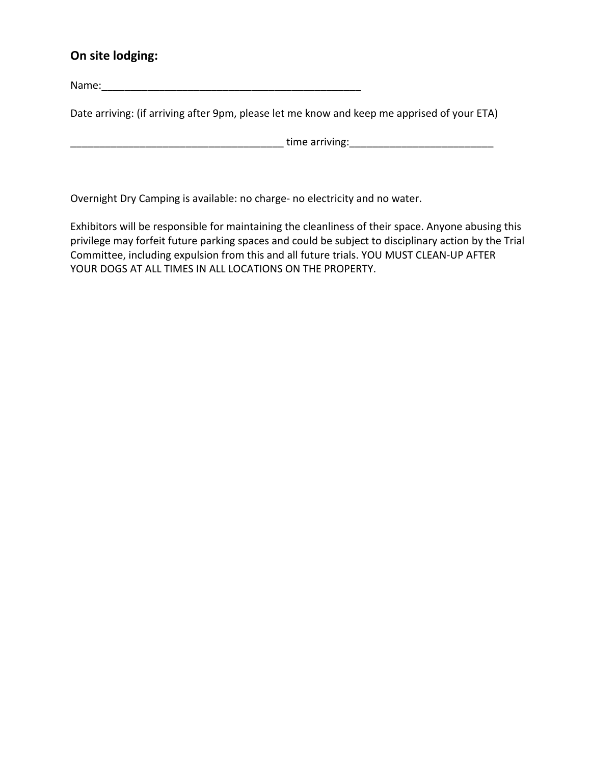### On site lodging:

Name:_______________________________________________

Date arriving: (if arriving after 9pm, please let me know and keep me apprised of your ETA)

_____________________________________ time arriving:_________________________

Overnight Dry Camping is available: no charge- no electricity and no water.

Exhibitors will be responsible for maintaining the cleanliness of their space. Anyone abusing this privilege may forfeit future parking spaces and could be subject to disciplinary action by the Trial Committee, including expulsion from this and all future trials. YOU MUST CLEAN-UP AFTER YOUR DOGS AT ALL TIMES IN ALL LOCATIONS ON THE PROPERTY.